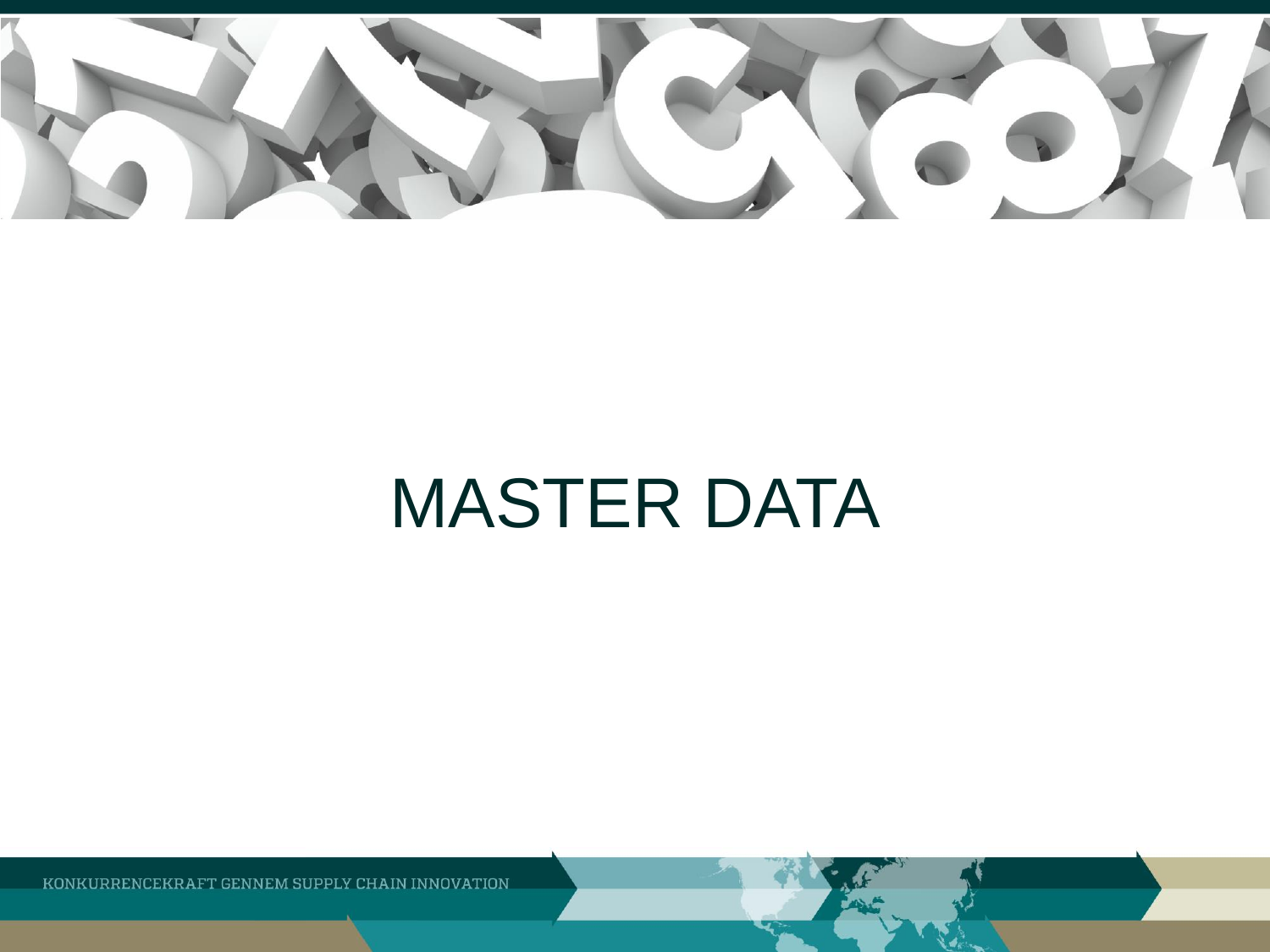# MASTER DATA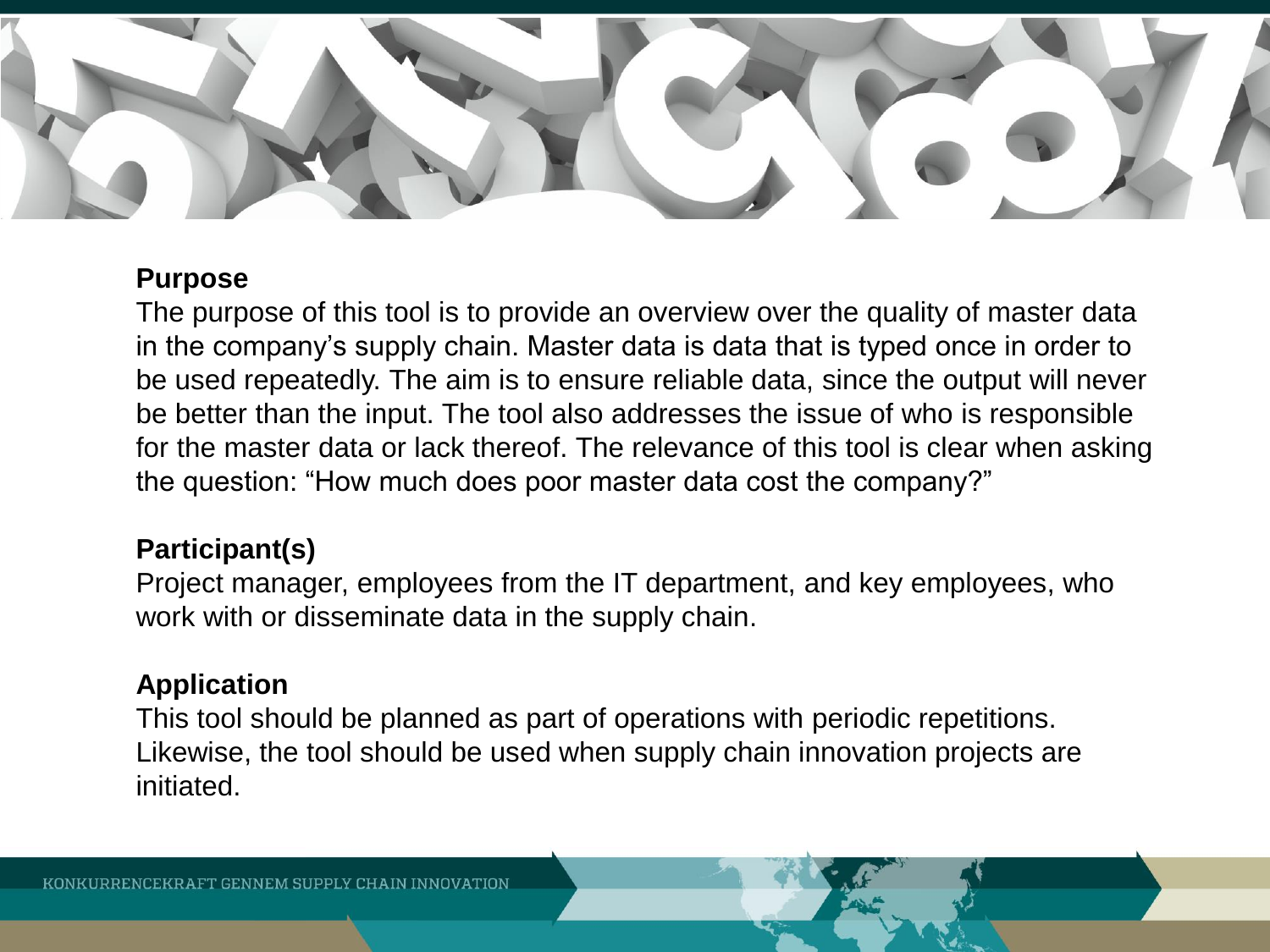**Purpose**

The purpose of this tool is to provide an overview over the quality of master data in the company's supply chain. Master data is data that is typed once in order to be used repeatedly. The aim is to ensure reliable data, since the output will never be better than the input. The tool also addresses the issue of who is responsible for the master data or lack thereof. The relevance of this tool is clear when asking the question: "How much does poor master data cost the company?"

**Participant(s)**

Project manager, employees from the IT department, and key employees, who work with or disseminate data in the supply chain.

**Application**

This tool should be planned as part of operations with periodic repetitions. Likewise, the tool should be used when supply chain innovation projects are initiated.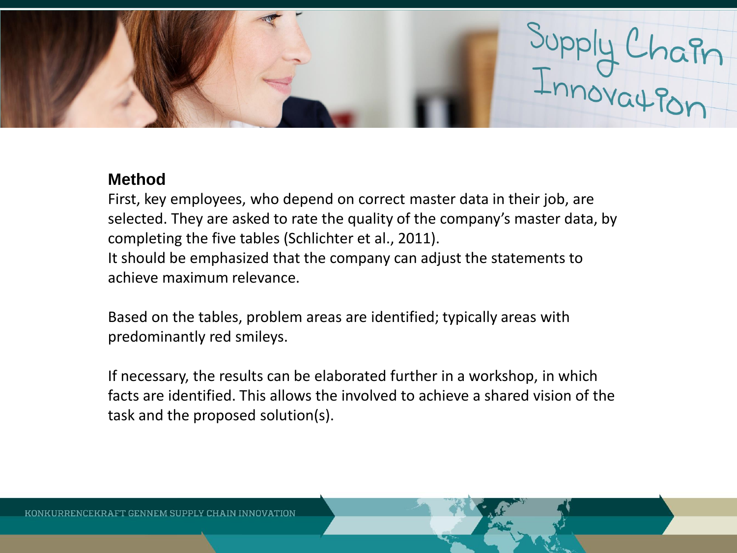## Method

First, key employees, who depend on correct master data in their job, are selected. They are asked to rate the quality of the company's master data, by completing the five tables (Schlichter et al., 2011).
It should be emphasized that the company can adjust the statements to achieve maximum relevance.

Based on the tables, problem areas are identified; typically areas with predominantly red smileys.

If necessary, the results can be elaborated further in a workshop, in which facts are identified. This allows the involved to achieve a shared vision of the task and the proposed solution(s).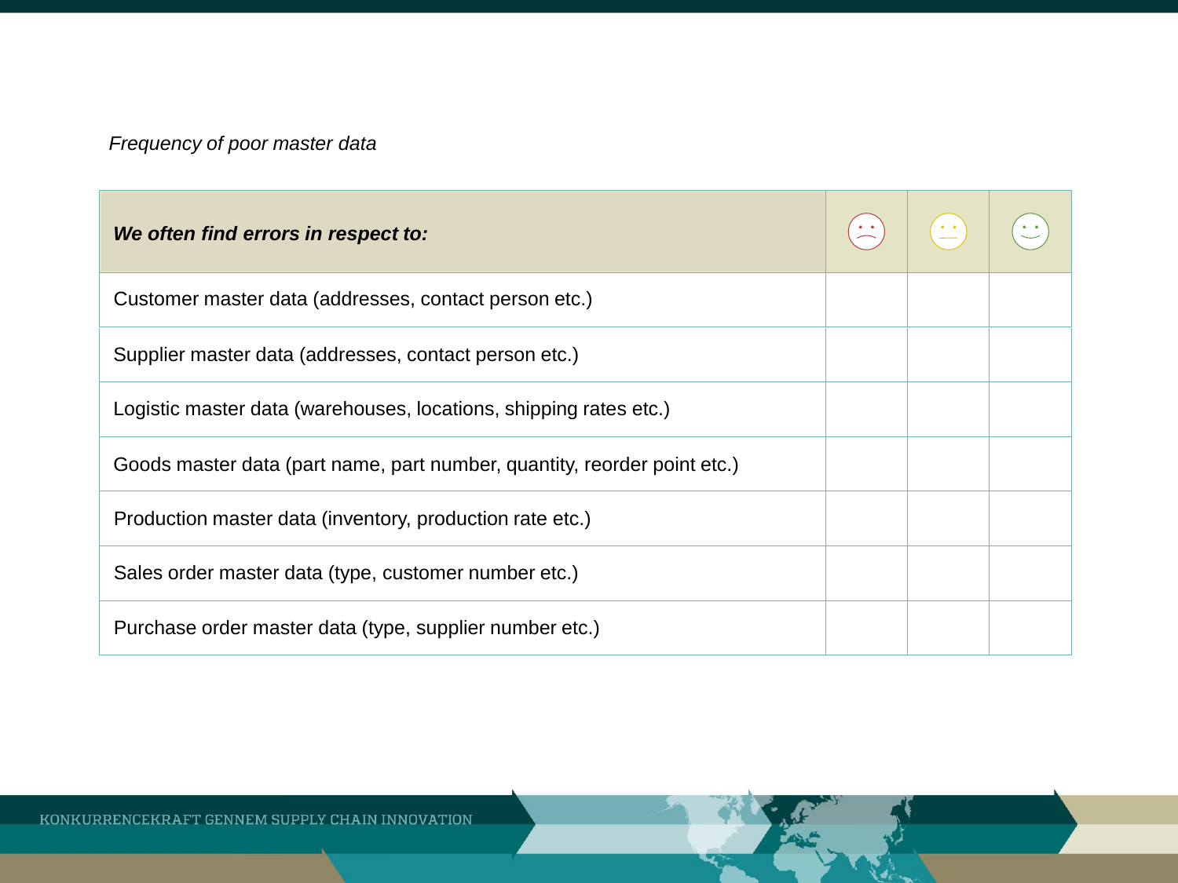*Frequency of poor master data*

| ***We often find errors in respect to:*** | ☹ | 😐 | ☺ |
|---|---|---|---|
| Customer master data (addresses, contact person etc.) | | | |
| Supplier master data (addresses, contact person etc.) | | | |
| Logistic master data (warehouses, locations, shipping rates etc.) | | | |
| Goods master data (part name, part number, quantity, reorder point etc.) | | | |
| Production master data (inventory, production rate etc.) | | | |
| Sales order master data (type, customer number etc.) | | | |
| Purchase order master data (type, supplier number etc.) | | | |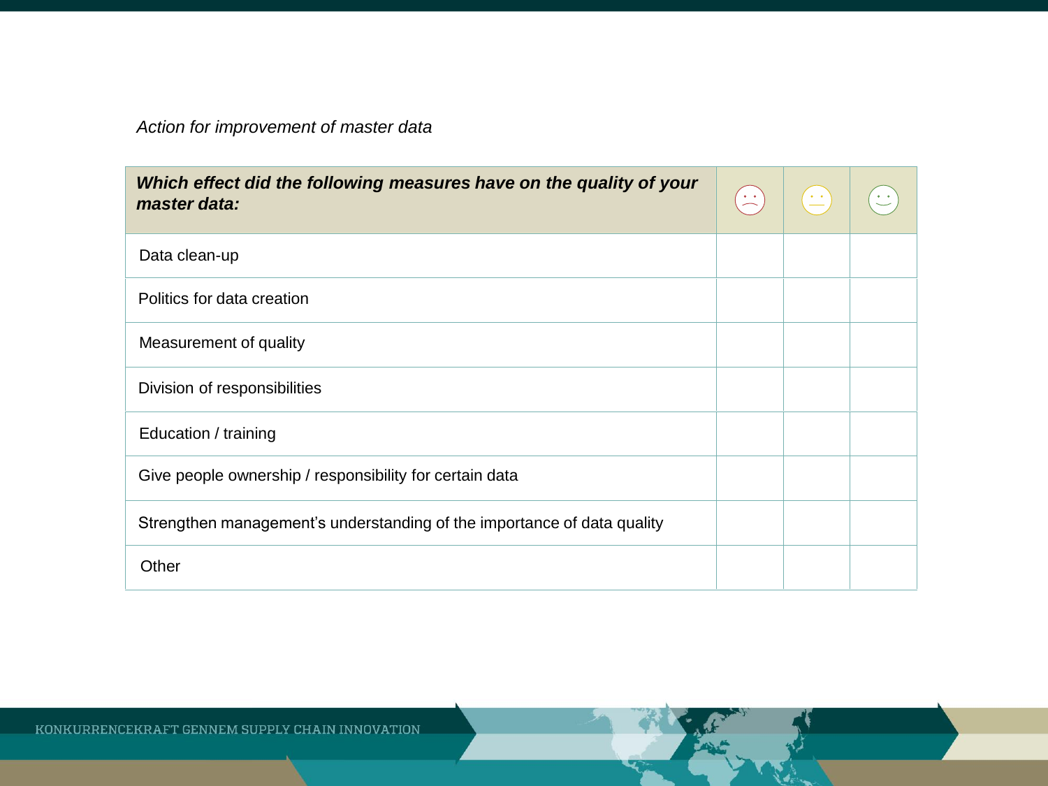*Action for improvement of master data*

| ***Which effect did the following measures have on the quality of your master data:*** | ☹ | 😐 | ☺ |
|---|---|---|---|
| Data clean-up | | | |
| Politics for data creation | | | |
| Measurement of quality | | | |
| Division of responsibilities | | | |
| Education / training | | | |
| Give people ownership / responsibility for certain data | | | |
| Strengthen management's understanding of the importance of data quality | | | |
| Other | | | |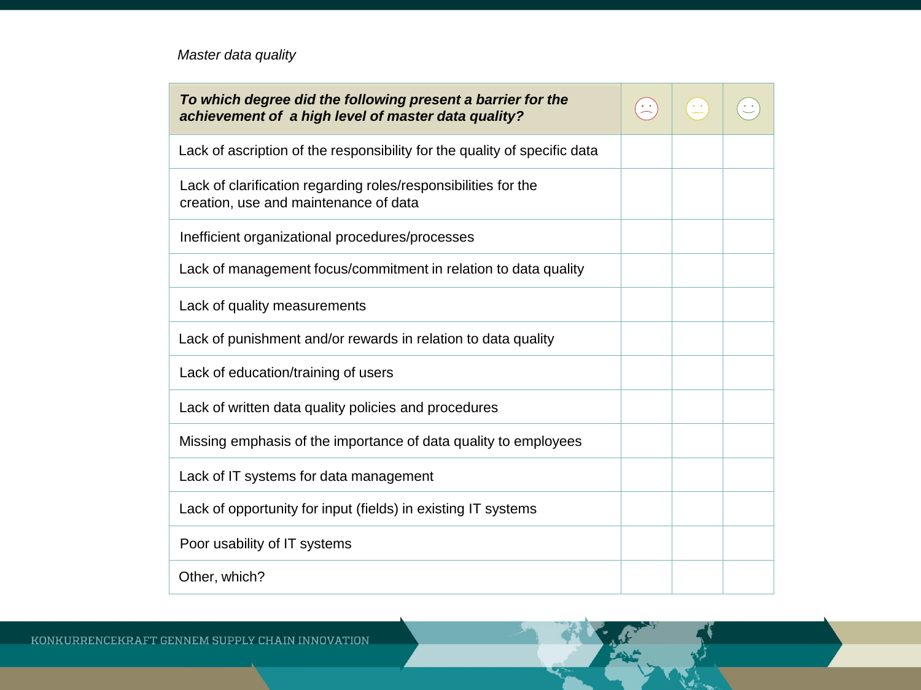*Master data quality*

| ***To which degree did the following present a barrier for the achievement of a high level of master data quality?*** | ☹ | 😐 | ☺ |
|---|---|---|---|
| Lack of ascription of the responsibility for the quality of specific data | | | |
| Lack of clarification regarding roles/responsibilities for the creation, use and maintenance of data | | | |
| Inefficient organizational procedures/processes | | | |
| Lack of management focus/commitment in relation to data quality | | | |
| Lack of quality measurements | | | |
| Lack of punishment and/or rewards in relation to data quality | | | |
| Lack of education/training of users | | | |
| Lack of written data quality policies and procedures | | | |
| Missing emphasis of the importance of data quality to employees | | | |
| Lack of IT systems for data management | | | |
| Lack of opportunity for input (fields) in existing IT systems | | | |
| Poor usability of IT systems | | | |
| Other, which? | | | |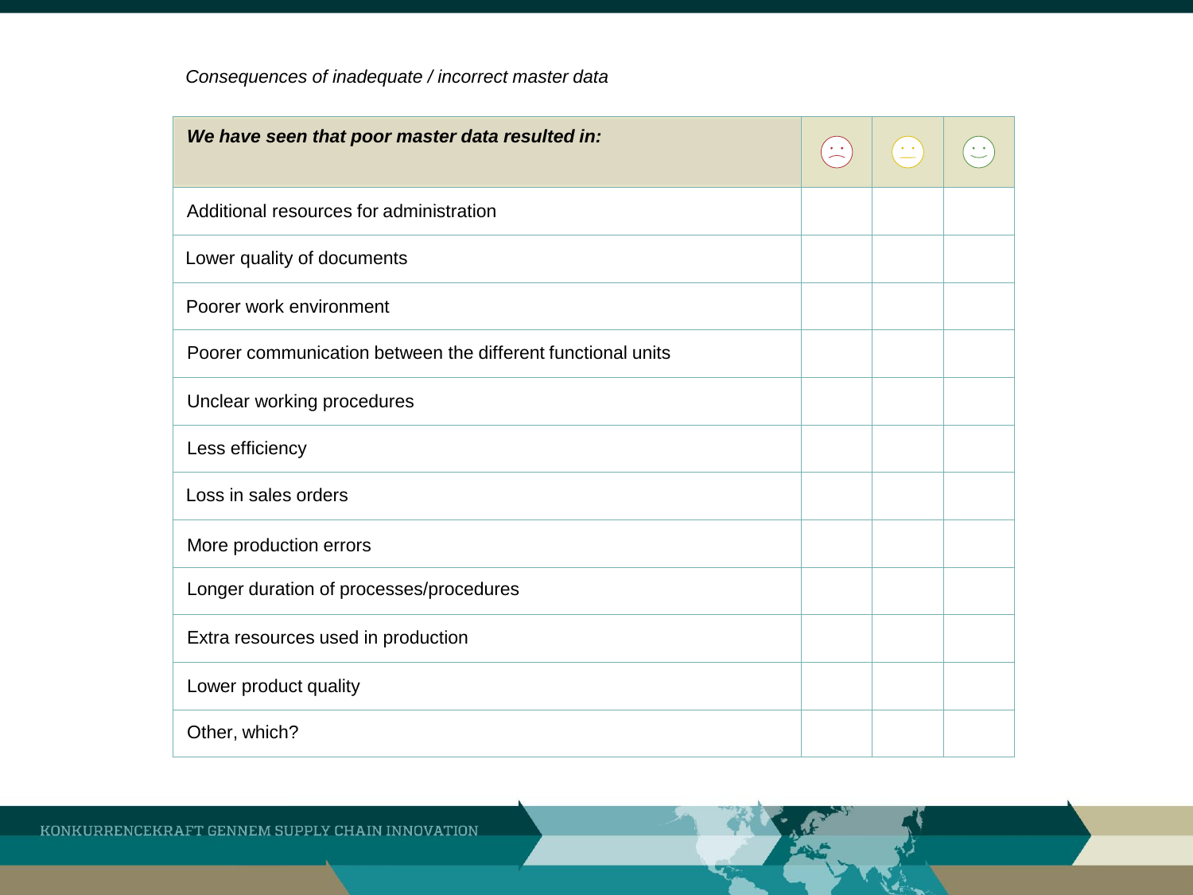*Consequences of inadequate / incorrect master data*

| ***We have seen that poor master data resulted in:*** | ☹ | 😐 | ☺ |
|---|---|---|---|
| Additional resources for administration | | | |
| Lower quality of documents | | | |
| Poorer work environment | | | |
| Poorer communication between the different functional units | | | |
| Unclear working procedures | | | |
| Less efficiency | | | |
| Loss in sales orders | | | |
| More production errors | | | |
| Longer duration of processes/procedures | | | |
| Extra resources used in production | | | |
| Lower product quality | | | |
| Other, which? | | | |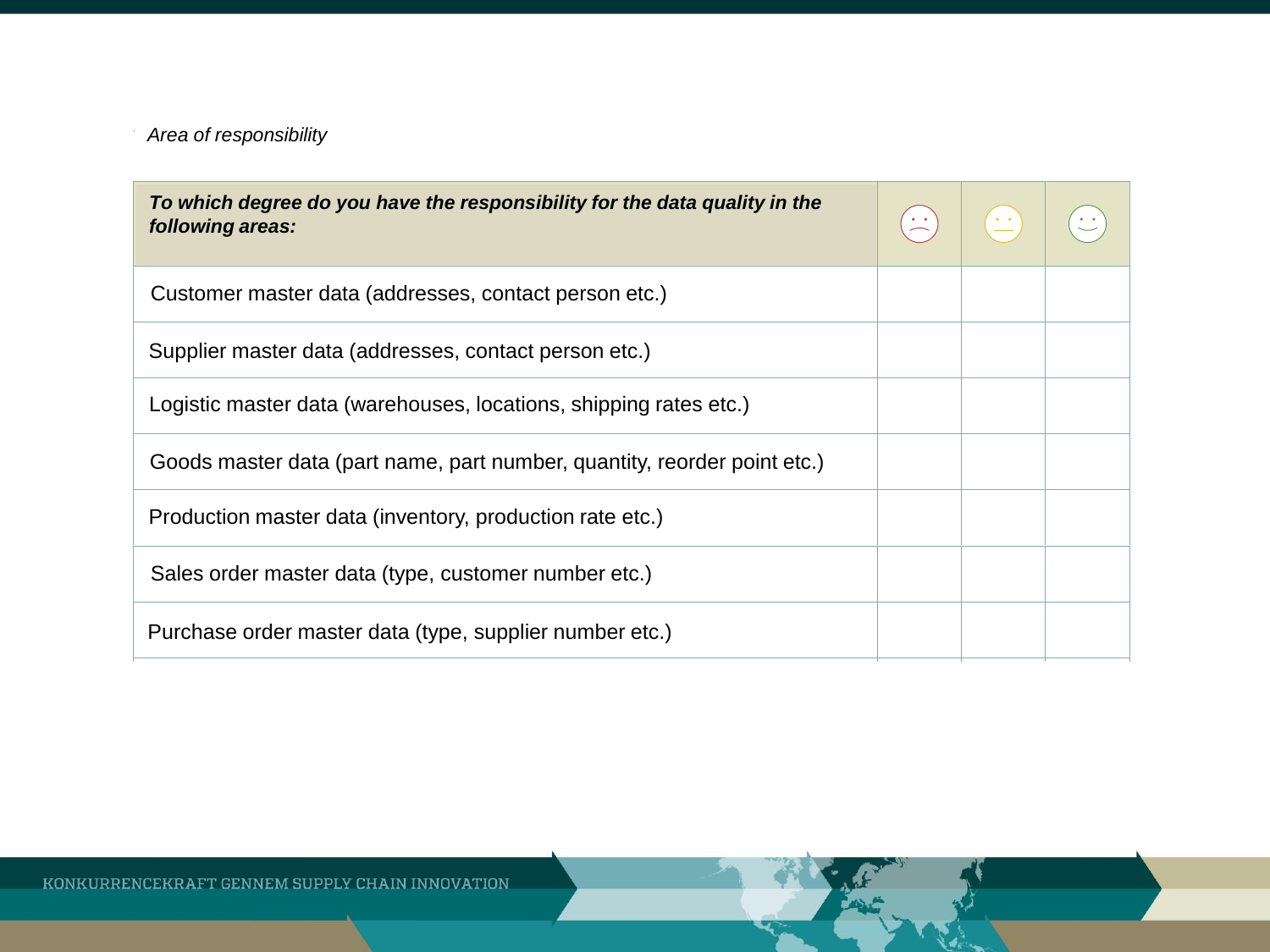*Area of responsibility*

| ***To which degree do you have the responsibility for the data quality in the following areas:*** | ☹ | 😐 | ☺ |
|---|---|---|---|
| Customer master data (addresses, contact person etc.) | | | |
| Supplier master data (addresses, contact person etc.) | | | |
| Logistic master data (warehouses, locations, shipping rates etc.) | | | |
| Goods master data (part name, part number, quantity, reorder point etc.) | | | |
| Production master data (inventory, production rate etc.) | | | |
| Sales order master data (type, customer number etc.) | | | |
| Purchase order master data (type, supplier number etc.) | | | |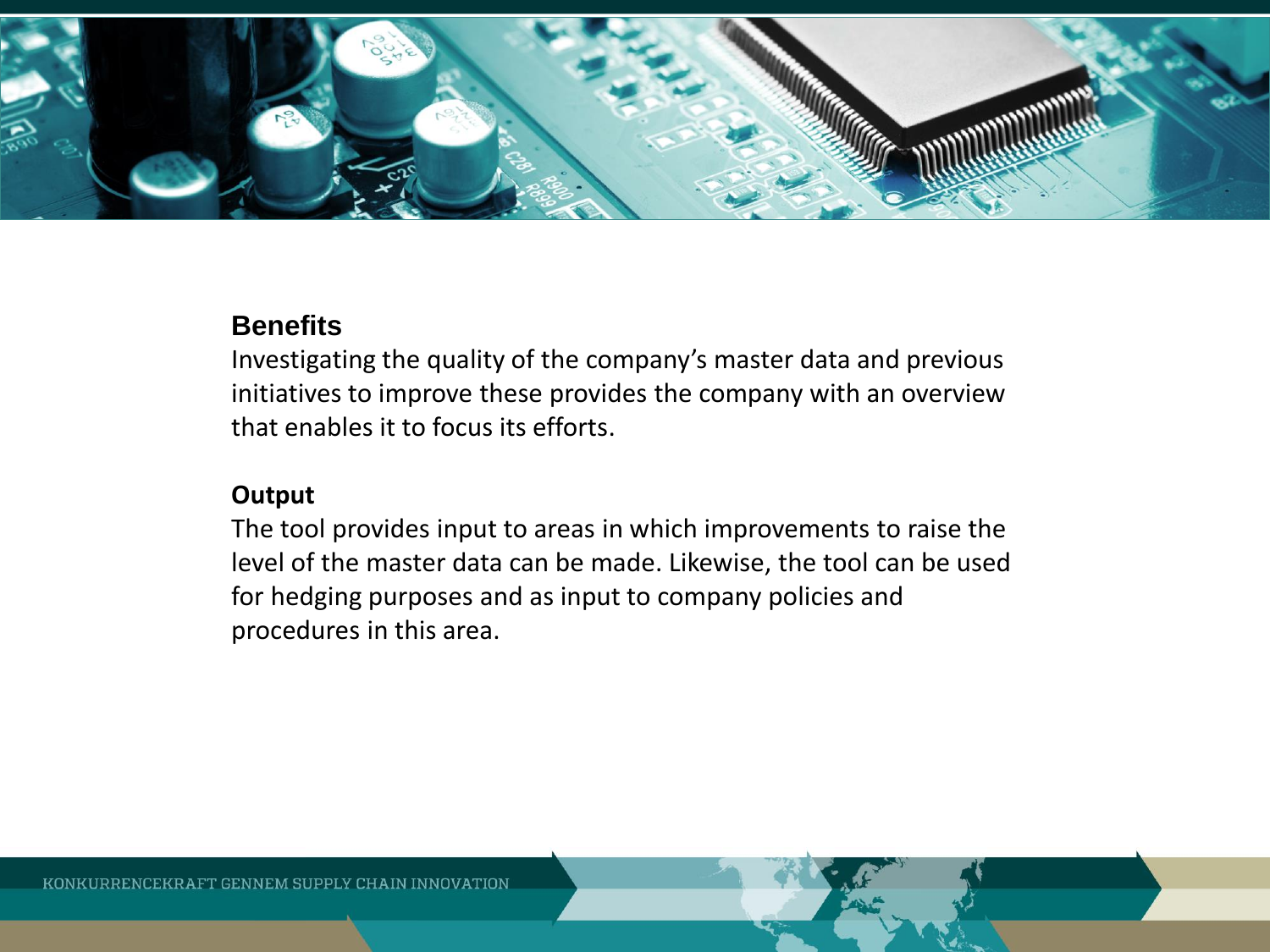**Benefits**

Investigating the quality of the company's master data and previous initiatives to improve these provides the company with an overview that enables it to focus its efforts.

**Output**

The tool provides input to areas in which improvements to raise the level of the master data can be made. Likewise, the tool can be used for hedging purposes and as input to company policies and procedures in this area.